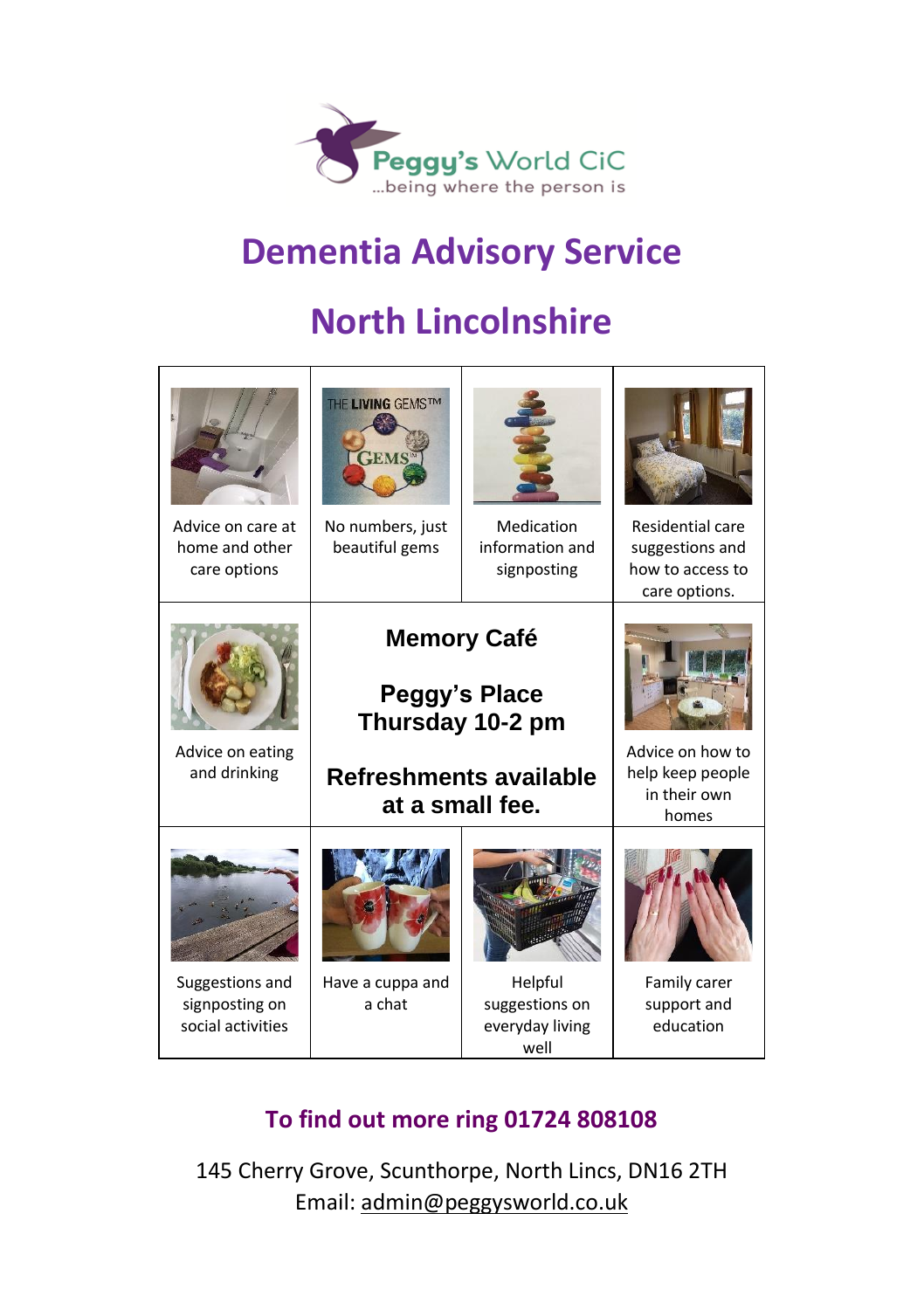Peggy's World CiC
...being where the person is

# Dementia Advisory Service

# North Lincolnshire

| | | | |
|---|---|---|---|
| Advice on care at home and other care options | No numbers, just beautiful gems | Medication information and signposting | Residential care suggestions and how to access to care options. |
| Advice on eating and drinking | **Memory Café**<br><br>**Peggy's Place**<br>**Thursday 10-2 pm**<br><br>**Refreshments available at a small fee.** | | Advice on how to help keep people in their own homes |
| Suggestions and signposting on social activities | Have a cuppa and a chat | Helpful suggestions on everyday living well | Family carer support and education |

## To find out more ring 01724 808108

145 Cherry Grove, Scunthorpe, North Lincs, DN16 2TH
Email: admin@peggysworld.co.uk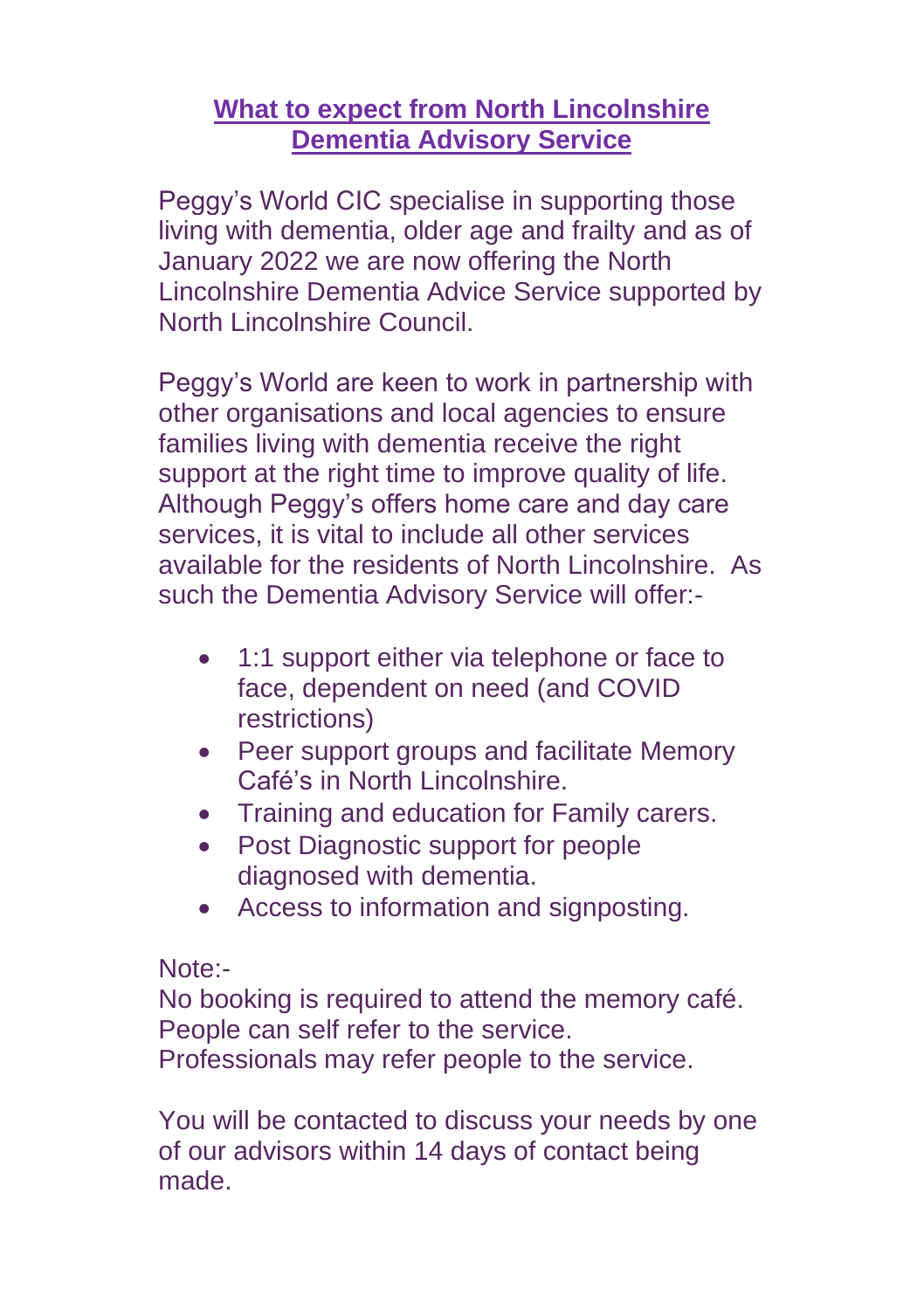# What to expect from North Lincolnshire Dementia Advisory Service

Peggy's World CIC specialise in supporting those living with dementia, older age and frailty and as of January 2022 we are now offering the North Lincolnshire Dementia Advice Service supported by North Lincolnshire Council.

Peggy's World are keen to work in partnership with other organisations and local agencies to ensure families living with dementia receive the right support at the right time to improve quality of life. Although Peggy's offers home care and day care services, it is vital to include all other services available for the residents of North Lincolnshire. As such the Dementia Advisory Service will offer:-

- 1:1 support either via telephone or face to face, dependent on need (and COVID restrictions)
- Peer support groups and facilitate Memory Café's in North Lincolnshire.
- Training and education for Family carers.
- Post Diagnostic support for people diagnosed with dementia.
- Access to information and signposting.

Note:-
No booking is required to attend the memory café.
People can self refer to the service.
Professionals may refer people to the service.

You will be contacted to discuss your needs by one of our advisors within 14 days of contact being made.